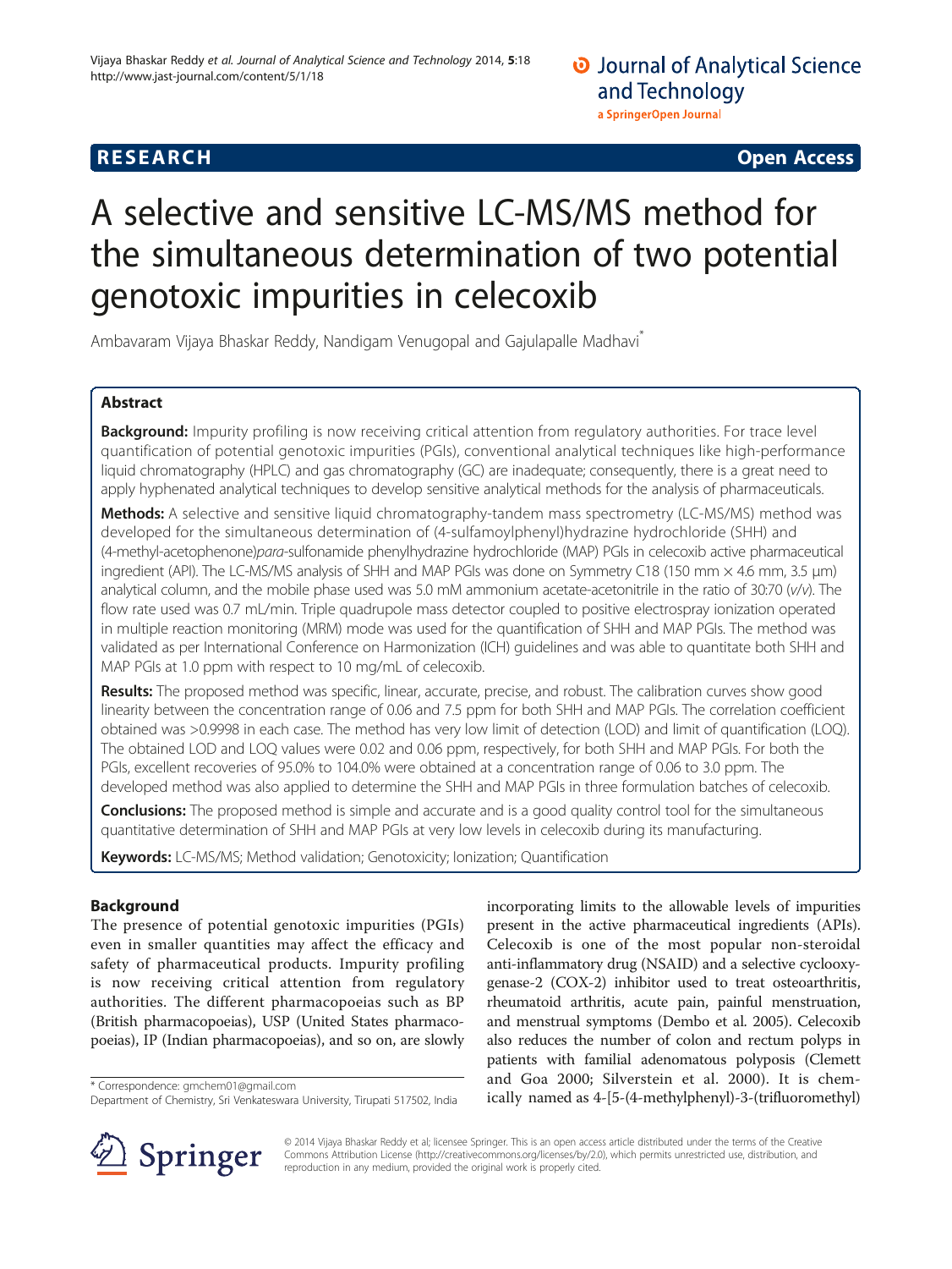RESEARCH Open Access

# A selective and sensitive LC-MS/MS method for the simultaneous determination of two potential genotoxic impurities in celecoxib

Ambavaram Vijaya Bhaskar Reddy, Nandigam Venugopal and Gajulapalle Madhavi*

## Abstract

**Background:** Impurity profiling is now receiving critical attention from regulatory authorities. For trace level quantification of potential genotoxic impurities (PGIs), conventional analytical techniques like high-performance liquid chromatography (HPLC) and gas chromatography (GC) are inadequate; consequently, there is a great need to apply hyphenated analytical techniques to develop sensitive analytical methods for the analysis of pharmaceuticals.

**Methods:** A selective and sensitive liquid chromatography-tandem mass spectrometry (LC-MS/MS) method was developed for the simultaneous determination of (4-sulfamoylphenyl)hydrazine hydrochloride (SHH) and (4-methyl-acetophenone)*para*-sulfonamide phenylhydrazine hydrochloride (MAP) PGIs in celecoxib active pharmaceutical ingredient (API). The LC-MS/MS analysis of SHH and MAP PGIs was done on Symmetry C18 (150 mm × 4.6 mm, 3.5 μm) analytical column, and the mobile phase used was 5.0 mM ammonium acetate-acetonitrile in the ratio of 30:70 (*v/v*). The flow rate used was 0.7 mL/min. Triple quadrupole mass detector coupled to positive electrospray ionization operated in multiple reaction monitoring (MRM) mode was used for the quantification of SHH and MAP PGIs. The method was validated as per International Conference on Harmonization (ICH) guidelines and was able to quantitate both SHH and MAP PGIs at 1.0 ppm with respect to 10 mg/mL of celecoxib.

**Results:** The proposed method was specific, linear, accurate, precise, and robust. The calibration curves show good linearity between the concentration range of 0.06 and 7.5 ppm for both SHH and MAP PGIs. The correlation coefficient obtained was >0.9998 in each case. The method has very low limit of detection (LOD) and limit of quantification (LOQ). The obtained LOD and LOQ values were 0.02 and 0.06 ppm, respectively, for both SHH and MAP PGIs. For both the PGIs, excellent recoveries of 95.0% to 104.0% were obtained at a concentration range of 0.06 to 3.0 ppm. The developed method was also applied to determine the SHH and MAP PGIs in three formulation batches of celecoxib.

**Conclusions:** The proposed method is simple and accurate and is a good quality control tool for the simultaneous quantitative determination of SHH and MAP PGIs at very low levels in celecoxib during its manufacturing.

**Keywords:** LC-MS/MS; Method validation; Genotoxicity; Ionization; Quantification

## Background

The presence of potential genotoxic impurities (PGIs) even in smaller quantities may affect the efficacy and safety of pharmaceutical products. Impurity profiling is now receiving critical attention from regulatory authorities. The different pharmacopoeias such as BP (British pharmacopoeias), USP (United States pharmacopoeias), IP (Indian pharmacopoeias), and so on, are slowly incorporating limits to the allowable levels of impurities present in the active pharmaceutical ingredients (APIs). Celecoxib is one of the most popular non-steroidal anti-inflammatory drug (NSAID) and a selective cyclooxygenase-2 (COX-2) inhibitor used to treat osteoarthritis, rheumatoid arthritis, acute pain, painful menstruation, and menstrual symptoms (Dembo et al. 2005). Celecoxib also reduces the number of colon and rectum polyps in patients with familial adenomatous polyposis (Clemett and Goa 2000; Silverstein et al. 2000). It is chemically named as 4-[5-(4-methylphenyl)-3-(trifluoromethyl)

* Correspondence: gmchem01@gmail.com
Department of Chemistry, Sri Venkateswara University, Tirupati 517502, India

© 2014 Vijaya Bhaskar Reddy et al; licensee Springer. This is an open access article distributed under the terms of the Creative Commons Attribution License (http://creativecommons.org/licenses/by/2.0), which permits unrestricted use, distribution, and reproduction in any medium, provided the original work is properly cited.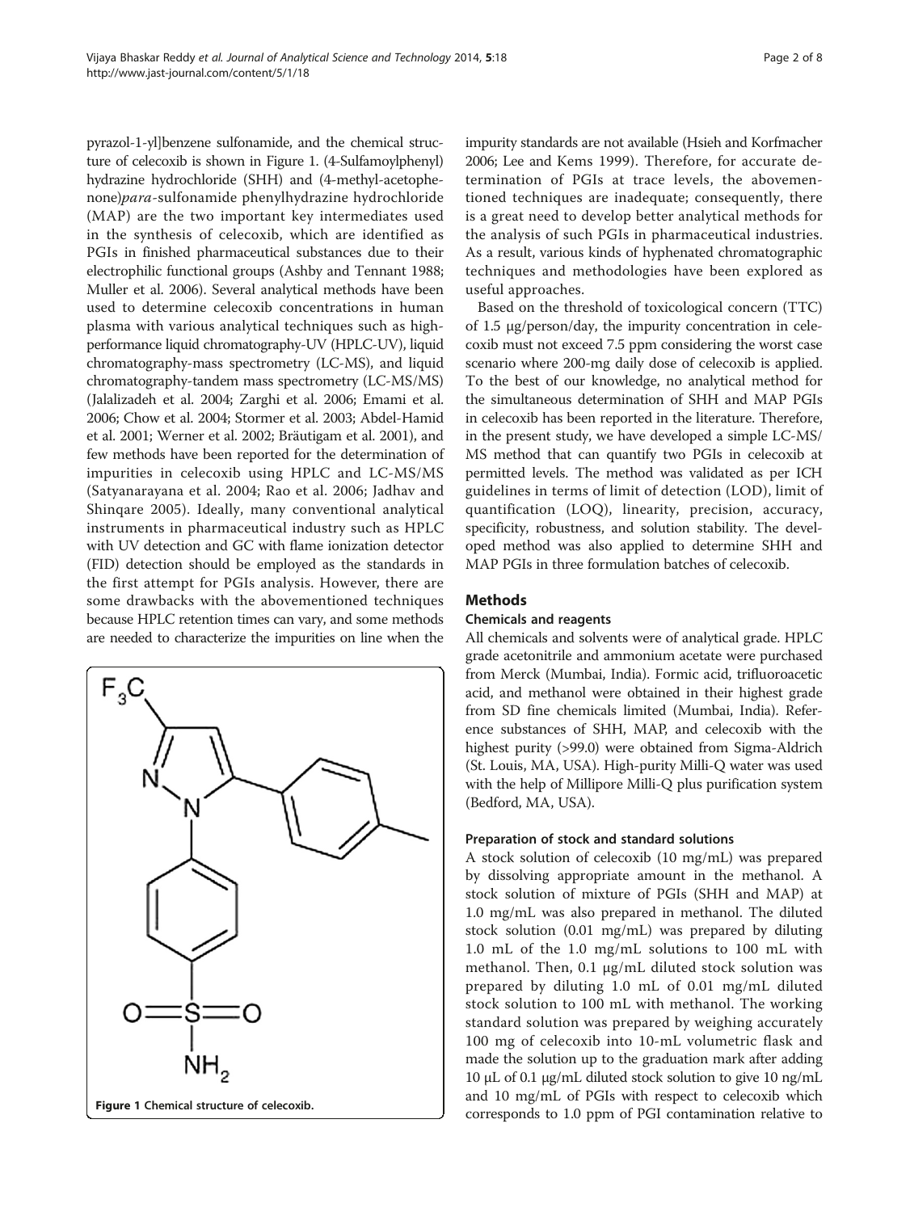pyrazol-1-yl]benzene sulfonamide, and the chemical structure of celecoxib is shown in Figure 1. (4-Sulfamoylphenyl) hydrazine hydrochloride (SHH) and (4-methyl-acetophenone)*para*-sulfonamide phenylhydrazine hydrochloride (MAP) are the two important key intermediates used in the synthesis of celecoxib, which are identified as PGIs in finished pharmaceutical substances due to their electrophilic functional groups (Ashby and Tennant 1988; Muller et al. 2006). Several analytical methods have been used to determine celecoxib concentrations in human plasma with various analytical techniques such as high-performance liquid chromatography-UV (HPLC-UV), liquid chromatography-mass spectrometry (LC-MS), and liquid chromatography-tandem mass spectrometry (LC-MS/MS) (Jalalizadeh et al. 2004; Zarghi et al. 2006; Emami et al. 2006; Chow et al. 2004; Stormer et al. 2003; Abdel-Hamid et al. 2001; Werner et al. 2002; Bräutigam et al. 2001), and few methods have been reported for the determination of impurities in celecoxib using HPLC and LC-MS/MS (Satyanarayana et al. 2004; Rao et al. 2006; Jadhav and Shinqare 2005). Ideally, many conventional analytical instruments in pharmaceutical industry such as HPLC with UV detection and GC with flame ionization detector (FID) detection should be employed as the standards in the first attempt for PGIs analysis. However, there are some drawbacks with the abovementioned techniques because HPLC retention times can vary, and some methods are needed to characterize the impurities on line when the

Figure 1 Chemical structure of celecoxib.

impurity standards are not available (Hsieh and Korfmacher 2006; Lee and Kems 1999). Therefore, for accurate determination of PGIs at trace levels, the abovementioned techniques are inadequate; consequently, there is a great need to develop better analytical methods for the analysis of such PGIs in pharmaceutical industries. As a result, various kinds of hyphenated chromatographic techniques and methodologies have been explored as useful approaches.

Based on the threshold of toxicological concern (TTC) of 1.5 μg/person/day, the impurity concentration in celecoxib must not exceed 7.5 ppm considering the worst case scenario where 200-mg daily dose of celecoxib is applied. To the best of our knowledge, no analytical method for the simultaneous determination of SHH and MAP PGIs in celecoxib has been reported in the literature. Therefore, in the present study, we have developed a simple LC-MS/MS method that can quantify two PGIs in celecoxib at permitted levels. The method was validated as per ICH guidelines in terms of limit of detection (LOD), limit of quantification (LOQ), linearity, precision, accuracy, specificity, robustness, and solution stability. The developed method was also applied to determine SHH and MAP PGIs in three formulation batches of celecoxib.

## Methods

### Chemicals and reagents

All chemicals and solvents were of analytical grade. HPLC grade acetonitrile and ammonium acetate were purchased from Merck (Mumbai, India). Formic acid, trifluoroacetic acid, and methanol were obtained in their highest grade from SD fine chemicals limited (Mumbai, India). Reference substances of SHH, MAP, and celecoxib with the highest purity (>99.0) were obtained from Sigma-Aldrich (St. Louis, MA, USA). High-purity Milli-Q water was used with the help of Millipore Milli-Q plus purification system (Bedford, MA, USA).

### Preparation of stock and standard solutions

A stock solution of celecoxib (10 mg/mL) was prepared by dissolving appropriate amount in the methanol. A stock solution of mixture of PGIs (SHH and MAP) at 1.0 mg/mL was also prepared in methanol. The diluted stock solution (0.01 mg/mL) was prepared by diluting 1.0 mL of the 1.0 mg/mL solutions to 100 mL with methanol. Then, 0.1 μg/mL diluted stock solution was prepared by diluting 1.0 mL of 0.01 mg/mL diluted stock solution to 100 mL with methanol. The working standard solution was prepared by weighing accurately 100 mg of celecoxib into 10-mL volumetric flask and made the solution up to the graduation mark after adding 10 μL of 0.1 μg/mL diluted stock solution to give 10 ng/mL and 10 mg/mL of PGIs with respect to celecoxib which corresponds to 1.0 ppm of PGI contamination relative to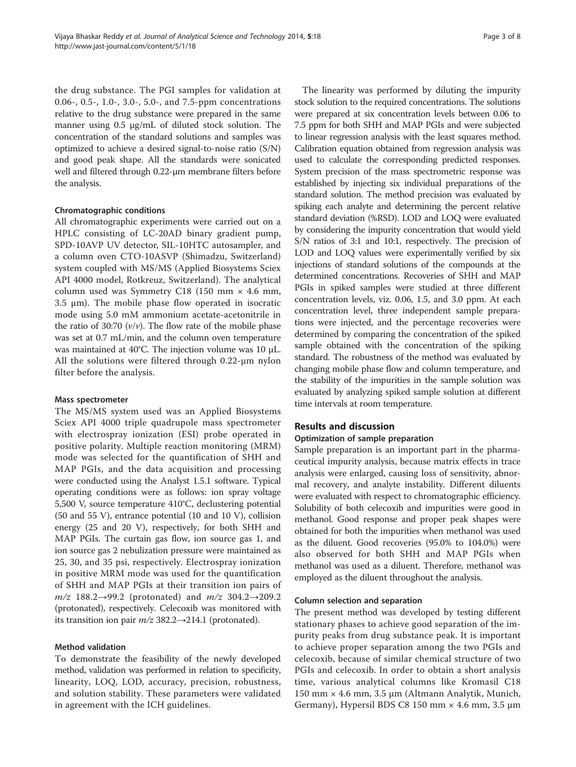the drug substance. The PGI samples for validation at 0.06-, 0.5-, 1.0-, 3.0-, 5.0-, and 7.5-ppm concentrations relative to the drug substance were prepared in the same manner using 0.5 μg/mL of diluted stock solution. The concentration of the standard solutions and samples was optimized to achieve a desired signal-to-noise ratio (S/N) and good peak shape. All the standards were sonicated well and filtered through 0.22-μm membrane filters before the analysis.

#### Chromatographic conditions

All chromatographic experiments were carried out on a HPLC consisting of LC-20AD binary gradient pump, SPD-10AVP UV detector, SIL-10HTC autosampler, and a column oven CTO-10ASVP (Shimadzu, Switzerland) system coupled with MS/MS (Applied Biosystems Sciex API 4000 model, Rotkreuz, Switzerland). The analytical column used was Symmetry C18 (150 mm × 4.6 mm, 3.5 μm). The mobile phase flow operated in isocratic mode using 5.0 mM ammonium acetate-acetonitrile in the ratio of 30:70 (*v*/*v*). The flow rate of the mobile phase was set at 0.7 mL/min, and the column oven temperature was maintained at 40°C. The injection volume was 10 μL. All the solutions were filtered through 0.22-μm nylon filter before the analysis.

#### Mass spectrometer

The MS/MS system used was an Applied Biosystems Sciex API 4000 triple quadrupole mass spectrometer with electrospray ionization (ESI) probe operated in positive polarity. Multiple reaction monitoring (MRM) mode was selected for the quantification of SHH and MAP PGIs, and the data acquisition and processing were conducted using the Analyst 1.5.1 software. Typical operating conditions were as follows: ion spray voltage 5,500 V, source temperature 410°C, declustering potential (50 and 55 V), entrance potential (10 and 10 V), collision energy (25 and 20 V), respectively, for both SHH and MAP PGIs. The curtain gas flow, ion source gas 1, and ion source gas 2 nebulization pressure were maintained as 25, 30, and 35 psi, respectively. Electrospray ionization in positive MRM mode was used for the quantification of SHH and MAP PGIs at their transition ion pairs of $m/z$ 188.2→99.2 (protonated) and $m/z$ 304.2→209.2 (protonated), respectively. Celecoxib was monitored with its transition ion pair $m/z$ 382.2→214.1 (protonated).

#### Method validation

To demonstrate the feasibility of the newly developed method, validation was performed in relation to specificity, linearity, LOQ, LOD, accuracy, precision, robustness, and solution stability. These parameters were validated in agreement with the ICH guidelines.

The linearity was performed by diluting the impurity stock solution to the required concentrations. The solutions were prepared at six concentration levels between 0.06 to 7.5 ppm for both SHH and MAP PGIs and were subjected to linear regression analysis with the least squares method. Calibration equation obtained from regression analysis was used to calculate the corresponding predicted responses. System precision of the mass spectrometric response was established by injecting six individual preparations of the standard solution. The method precision was evaluated by spiking each analyte and determining the percent relative standard deviation (%RSD). LOD and LOQ were evaluated by considering the impurity concentration that would yield S/N ratios of 3:1 and 10:1, respectively. The precision of LOD and LOQ values were experimentally verified by six injections of standard solutions of the compounds at the determined concentrations. Recoveries of SHH and MAP PGIs in spiked samples were studied at three different concentration levels, viz. 0.06, 1.5, and 3.0 ppm. At each concentration level, three independent sample preparations were injected, and the percentage recoveries were determined by comparing the concentration of the spiked sample obtained with the concentration of the spiking standard. The robustness of the method was evaluated by changing mobile phase flow and column temperature, and the stability of the impurities in the sample solution was evaluated by analyzing spiked sample solution at different time intervals at room temperature.

## Results and discussion

#### Optimization of sample preparation

Sample preparation is an important part in the pharmaceutical impurity analysis, because matrix effects in trace analysis were enlarged, causing loss of sensitivity, abnormal recovery, and analyte instability. Different diluents were evaluated with respect to chromatographic efficiency. Solubility of both celecoxib and impurities were good in methanol. Good response and proper peak shapes were obtained for both the impurities when methanol was used as the diluent. Good recoveries (95.0% to 104.0%) were also observed for both SHH and MAP PGIs when methanol was used as a diluent. Therefore, methanol was employed as the diluent throughout the analysis.

#### Column selection and separation

The present method was developed by testing different stationary phases to achieve good separation of the impurity peaks from drug substance peak. It is important to achieve proper separation among the two PGIs and celecoxib, because of similar chemical structure of two PGIs and celecoxib. In order to obtain a short analysis time, various analytical columns like Kromasil C18 150 mm × 4.6 mm, 3.5 μm (Altmann Analytik, Munich, Germany), Hypersil BDS C8 150 mm × 4.6 mm, 3.5 μm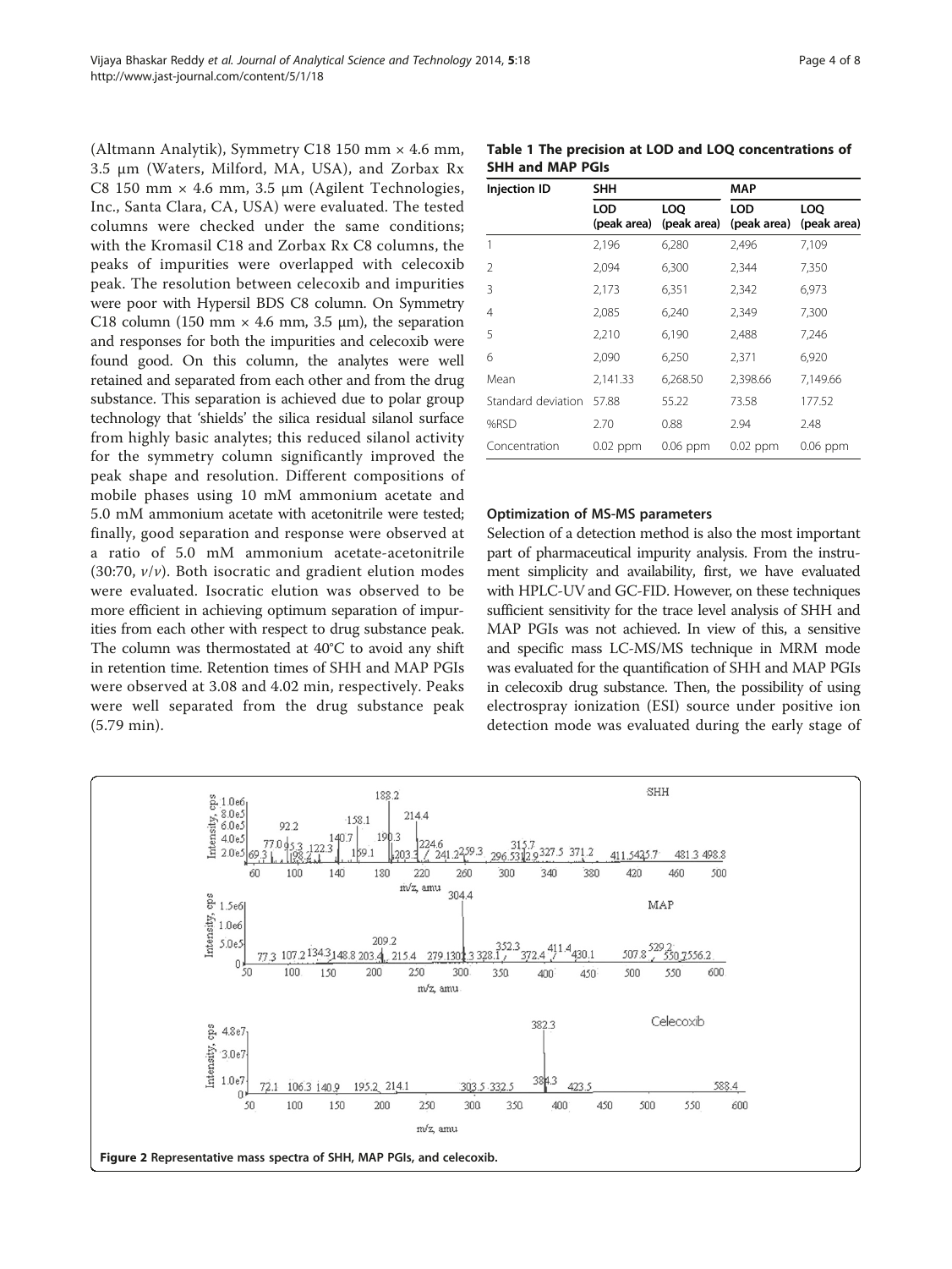(Altmann Analytik), Symmetry C18 150 mm × 4.6 mm, 3.5 μm (Waters, Milford, MA, USA), and Zorbax Rx C8 150 mm × 4.6 mm, 3.5 μm (Agilent Technologies, Inc., Santa Clara, CA, USA) were evaluated. The tested columns were checked under the same conditions; with the Kromasil C18 and Zorbax Rx C8 columns, the peaks of impurities were overlapped with celecoxib peak. The resolution between celecoxib and impurities were poor with Hypersil BDS C8 column. On Symmetry C18 column (150 mm × 4.6 mm, 3.5 μm), the separation and responses for both the impurities and celecoxib were found good. On this column, the analytes were well retained and separated from each other and from the drug substance. This separation is achieved due to polar group technology that 'shields' the silica residual silanol surface from highly basic analytes; this reduced silanol activity for the symmetry column significantly improved the peak shape and resolution. Different compositions of mobile phases using 10 mM ammonium acetate and 5.0 mM ammonium acetate with acetonitrile were tested; finally, good separation and response were observed at a ratio of 5.0 mM ammonium acetate-acetonitrile (30:70, *v*/*v*). Both isocratic and gradient elution modes were evaluated. Isocratic elution was observed to be more efficient in achieving optimum separation of impurities from each other with respect to drug substance peak. The column was thermostated at 40°C to avoid any shift in retention time. Retention times of SHH and MAP PGIs were observed at 3.08 and 4.02 min, respectively. Peaks were well separated from the drug substance peak (5.79 min).

**Table 1 The precision at LOD and LOQ concentrations of SHH and MAP PGIs**

| Injection ID | SHH | | MAP | |
|---|---|---|---|---|
| | LOD (peak area) | LOQ (peak area) | LOD (peak area) | LOQ (peak area) |
| 1 | 2,196 | 6,280 | 2,496 | 7,109 |
| 2 | 2,094 | 6,300 | 2,344 | 7,350 |
| 3 | 2,173 | 6,351 | 2,342 | 6,973 |
| 4 | 2,085 | 6,240 | 2,349 | 7,300 |
| 5 | 2,210 | 6,190 | 2,488 | 7,246 |
| 6 | 2,090 | 6,250 | 2,371 | 6,920 |
| Mean | 2,141.33 | 6,268.50 | 2,398.66 | 7,149.66 |
| Standard deviation | 57.88 | 55.22 | 73.58 | 177.52 |
| %RSD | 2.70 | 0.88 | 2.94 | 2.48 |
| Concentration | 0.02 ppm | 0.06 ppm | 0.02 ppm | 0.06 ppm |

### Optimization of MS-MS parameters

Selection of a detection method is also the most important part of pharmaceutical impurity analysis. From the instrument simplicity and availability, first, we have evaluated with HPLC-UV and GC-FID. However, on these techniques sufficient sensitivity for the trace level analysis of SHH and MAP PGIs was not achieved. In view of this, a sensitive and specific mass LC-MS/MS technique in MRM mode was evaluated for the quantification of SHH and MAP PGIs in celecoxib drug substance. Then, the possibility of using electrospray ionization (ESI) source under positive ion detection mode was evaluated during the early stage of

**Figure 2** Representative mass spectra of SHH, MAP PGIs, and celecoxib.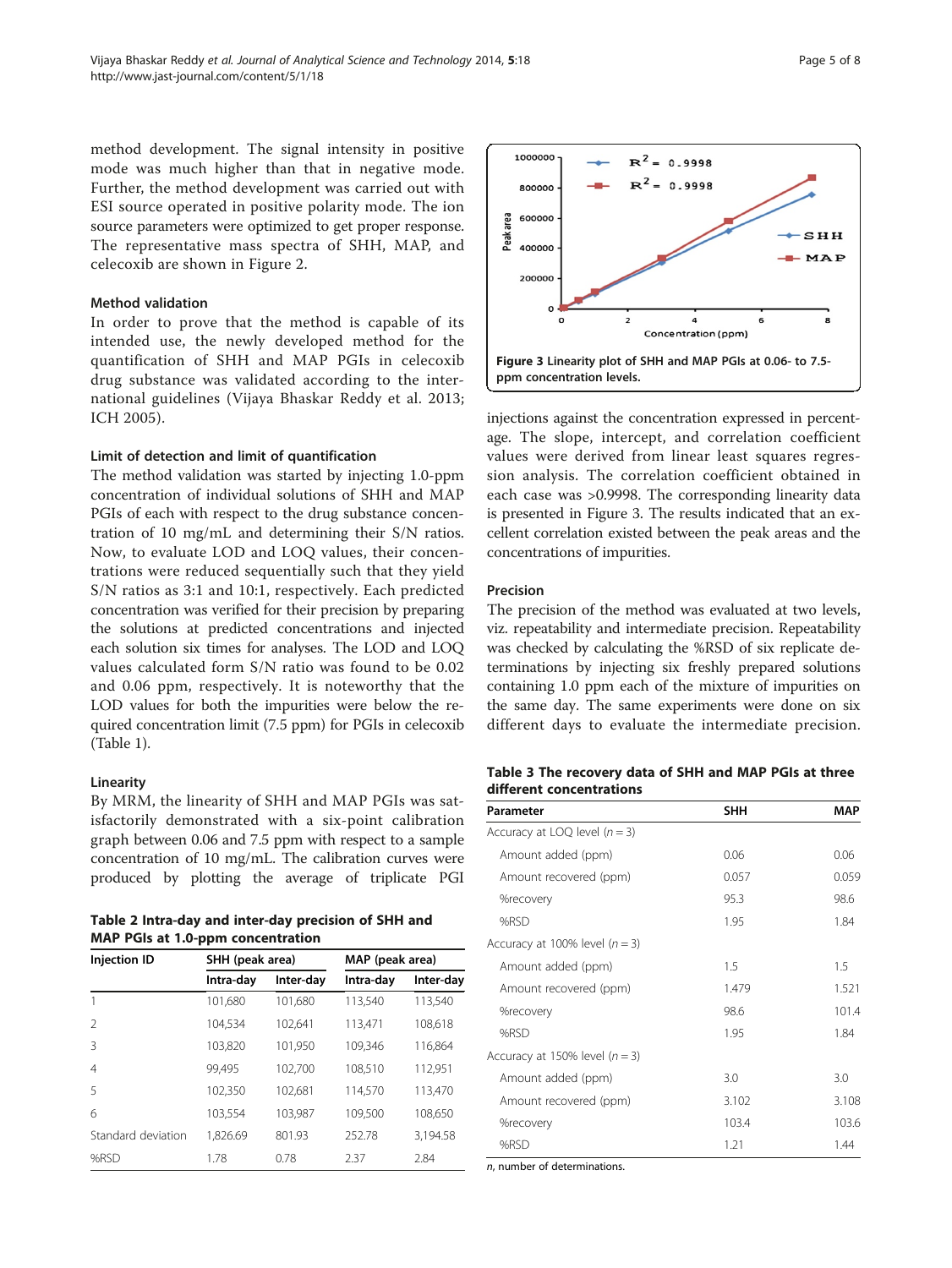method development. The signal intensity in positive mode was much higher than that in negative mode. Further, the method development was carried out with ESI source operated in positive polarity mode. The ion source parameters were optimized to get proper response. The representative mass spectra of SHH, MAP, and celecoxib are shown in Figure 2.

### Method validation

In order to prove that the method is capable of its intended use, the newly developed method for the quantification of SHH and MAP PGIs in celecoxib drug substance was validated according to the international guidelines (Vijaya Bhaskar Reddy et al. 2013; ICH 2005).

### Limit of detection and limit of quantification

The method validation was started by injecting 1.0-ppm concentration of individual solutions of SHH and MAP PGIs of each with respect to the drug substance concentration of 10 mg/mL and determining their S/N ratios. Now, to evaluate LOD and LOQ values, their concentrations were reduced sequentially such that they yield S/N ratios as 3:1 and 10:1, respectively. Each predicted concentration was verified for their precision by preparing the solutions at predicted concentrations and injected each solution six times for analyses. The LOD and LOQ values calculated form S/N ratio was found to be 0.02 and 0.06 ppm, respectively. It is noteworthy that the LOD values for both the impurities were below the required concentration limit (7.5 ppm) for PGIs in celecoxib (Table 1).

### Linearity

By MRM, the linearity of SHH and MAP PGIs was satisfactorily demonstrated with a six-point calibration graph between 0.06 and 7.5 ppm with respect to a sample concentration of 10 mg/mL. The calibration curves were produced by plotting the average of triplicate PGI injections against the concentration expressed in percentage. The slope, intercept, and correlation coefficient values were derived from linear least squares regression analysis. The correlation coefficient obtained in each case was >0.9998. The corresponding linearity data is presented in Figure 3. The results indicated that an excellent correlation existed between the peak areas and the concentrations of impurities.

**Figure 3** Linearity plot of SHH and MAP PGIs at 0.06- to 7.5-ppm concentration levels.

### Precision

The precision of the method was evaluated at two levels, viz. repeatability and intermediate precision. Repeatability was checked by calculating the %RSD of six replicate determinations by injecting six freshly prepared solutions containing 1.0 ppm each of the mixture of impurities on the same day. The same experiments were done on six different days to evaluate the intermediate precision.

**Table 2 Intra-day and inter-day precision of SHH and MAP PGIs at 1.0-ppm concentration**

| Injection ID | SHH (peak area) | | MAP (peak area) | |
|---|---|---|---|---|
| | Intra-day | Inter-day | Intra-day | Inter-day |
| 1 | 101,680 | 101,680 | 113,540 | 113,540 |
| 2 | 104,534 | 102,641 | 113,471 | 108,618 |
| 3 | 103,820 | 101,950 | 109,346 | 116,864 |
| 4 | 99,495 | 102,700 | 108,510 | 112,951 |
| 5 | 102,350 | 102,681 | 114,570 | 113,470 |
| 6 | 103,554 | 103,987 | 109,500 | 108,650 |
| Standard deviation | 1,826.69 | 801.93 | 252.78 | 3,194.58 |
| %RSD | 1.78 | 0.78 | 2.37 | 2.84 |

**Table 3 The recovery data of SHH and MAP PGIs at three different concentrations**

| Parameter | SHH | MAP |
|---|---|---|
| Accuracy at LOQ level ($n = 3$) | | |
| Amount added (ppm) | 0.06 | 0.06 |
| Amount recovered (ppm) | 0.057 | 0.059 |
| %recovery | 95.3 | 98.6 |
| %RSD | 1.95 | 1.84 |
| Accuracy at 100% level ($n = 3$) | | |
| Amount added (ppm) | 1.5 | 1.5 |
| Amount recovered (ppm) | 1.479 | 1.521 |
| %recovery | 98.6 | 101.4 |
| %RSD | 1.95 | 1.84 |
| Accuracy at 150% level ($n = 3$) | | |
| Amount added (ppm) | 3.0 | 3.0 |
| Amount recovered (ppm) | 3.102 | 3.108 |
| %recovery | 103.4 | 103.6 |
| %RSD | 1.21 | 1.44 |

*n*, number of determinations.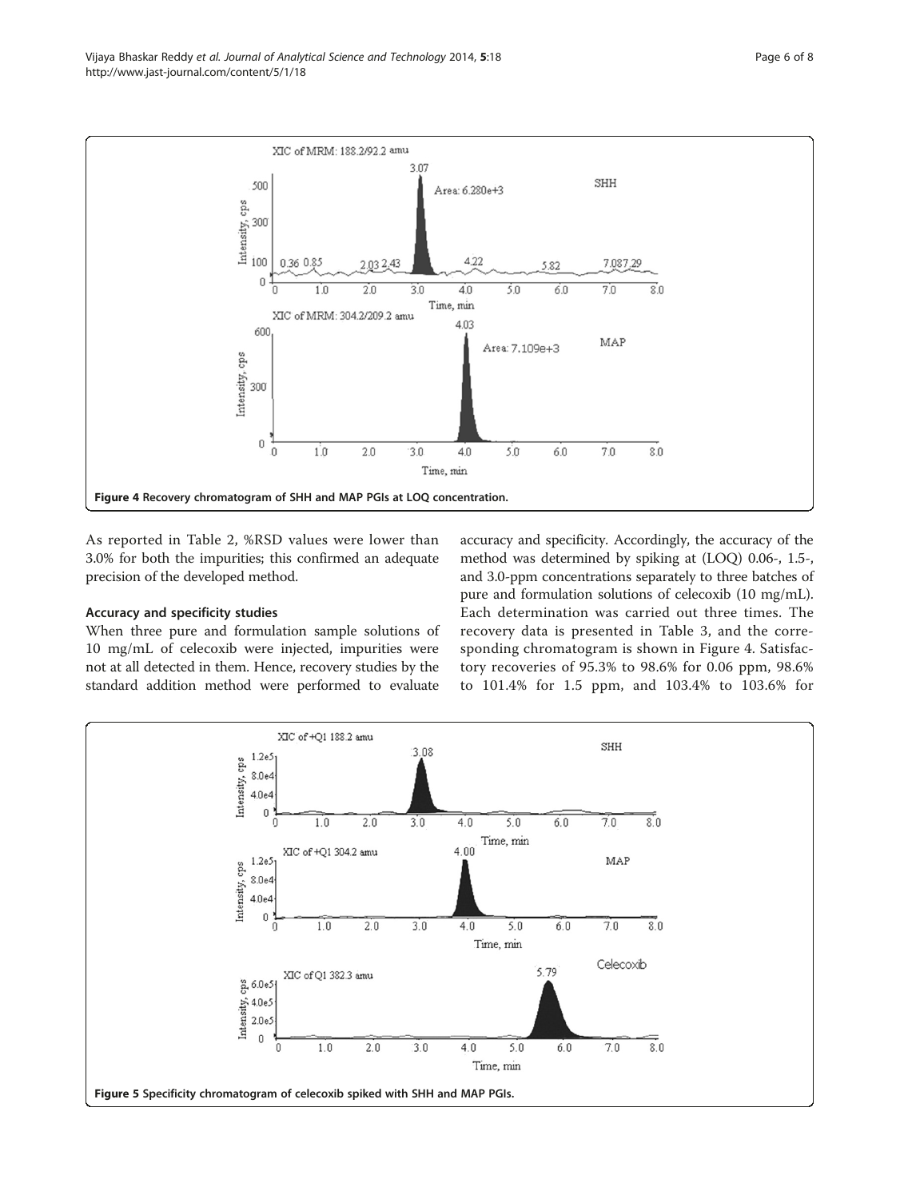Figure 4 Recovery chromatogram of SHH and MAP PGIs at LOQ concentration.

As reported in Table 2, %RSD values were lower than 3.0% for both the impurities; this confirmed an adequate precision of the developed method.

### Accuracy and specificity studies

When three pure and formulation sample solutions of 10 mg/mL of celecoxib were injected, impurities were not at all detected in them. Hence, recovery studies by the standard addition method were performed to evaluate accuracy and specificity. Accordingly, the accuracy of the method was determined by spiking at (LOQ) 0.06-, 1.5-, and 3.0-ppm concentrations separately to three batches of pure and formulation solutions of celecoxib (10 mg/mL). Each determination was carried out three times. The recovery data is presented in Table 3, and the corresponding chromatogram is shown in Figure 4. Satisfactory recoveries of 95.3% to 98.6% for 0.06 ppm, 98.6% to 101.4% for 1.5 ppm, and 103.4% to 103.6% for

Figure 5 Specificity chromatogram of celecoxib spiked with SHH and MAP PGIs.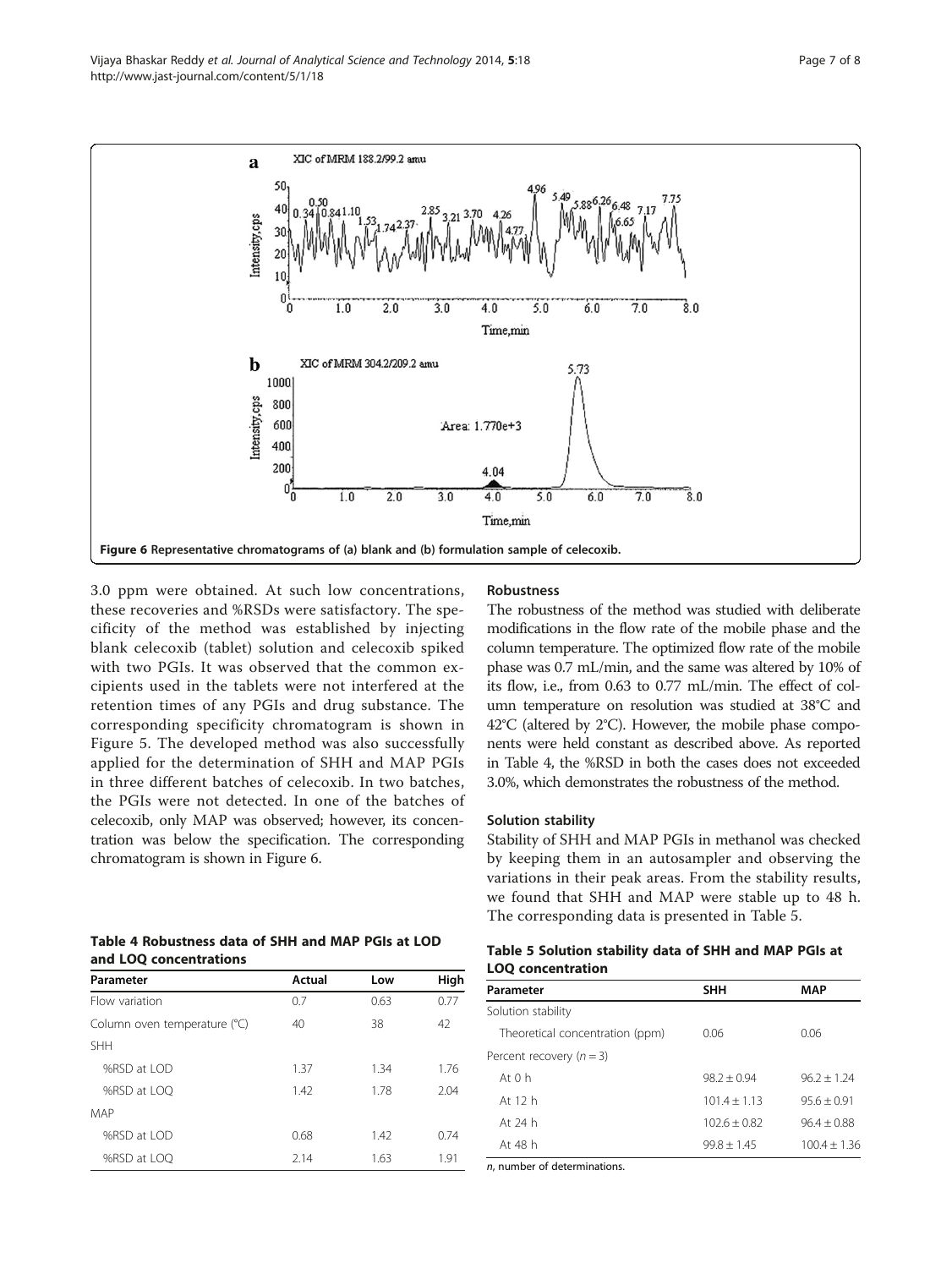Figure 6 Representative chromatograms of (a) blank and (b) formulation sample of celecoxib.

3.0 ppm were obtained. At such low concentrations, these recoveries and %RSDs were satisfactory. The specificity of the method was established by injecting blank celecoxib (tablet) solution and celecoxib spiked with two PGIs. It was observed that the common excipients used in the tablets were not interfered at the retention times of any PGIs and drug substance. The corresponding specificity chromatogram is shown in Figure 5. The developed method was also successfully applied for the determination of SHH and MAP PGIs in three different batches of celecoxib. In two batches, the PGIs were not detected. In one of the batches of celecoxib, only MAP was observed; however, its concentration was below the specification. The corresponding chromatogram is shown in Figure 6.

**Table 4 Robustness data of SHH and MAP PGIs at LOD and LOQ concentrations**

| Parameter | Actual | Low | High |
|---|---|---|---|
| Flow variation | 0.7 | 0.63 | 0.77 |
| Column oven temperature (°C) | 40 | 38 | 42 |
| SHH | | | |
| %RSD at LOD | 1.37 | 1.34 | 1.76 |
| %RSD at LOQ | 1.42 | 1.78 | 2.04 |
| MAP | | | |
| %RSD at LOD | 0.68 | 1.42 | 0.74 |
| %RSD at LOQ | 2.14 | 1.63 | 1.91 |

### Robustness

The robustness of the method was studied with deliberate modifications in the flow rate of the mobile phase and the column temperature. The optimized flow rate of the mobile phase was 0.7 mL/min, and the same was altered by 10% of its flow, i.e., from 0.63 to 0.77 mL/min. The effect of column temperature on resolution was studied at 38°C and 42°C (altered by 2°C). However, the mobile phase components were held constant as described above. As reported in Table 4, the %RSD in both the cases does not exceeded 3.0%, which demonstrates the robustness of the method.

### Solution stability

Stability of SHH and MAP PGIs in methanol was checked by keeping them in an autosampler and observing the variations in their peak areas. From the stability results, we found that SHH and MAP were stable up to 48 h. The corresponding data is presented in Table 5.

**Table 5 Solution stability data of SHH and MAP PGIs at LOQ concentration**

| Parameter | SHH | MAP |
|---|---|---|
| Solution stability | | |
| Theoretical concentration (ppm) | 0.06 | 0.06 |
| Percent recovery ($n = 3$) | | |
| At 0 h | $98.2 \pm 0.94$ | $96.2 \pm 1.24$ |
| At 12 h | $101.4 \pm 1.13$ | $95.6 \pm 0.91$ |
| At 24 h | $102.6 \pm 0.82$ | $96.4 \pm 0.88$ |
| At 48 h | $99.8 \pm 1.45$ | $100.4 \pm 1.36$ |

*n*, number of determinations.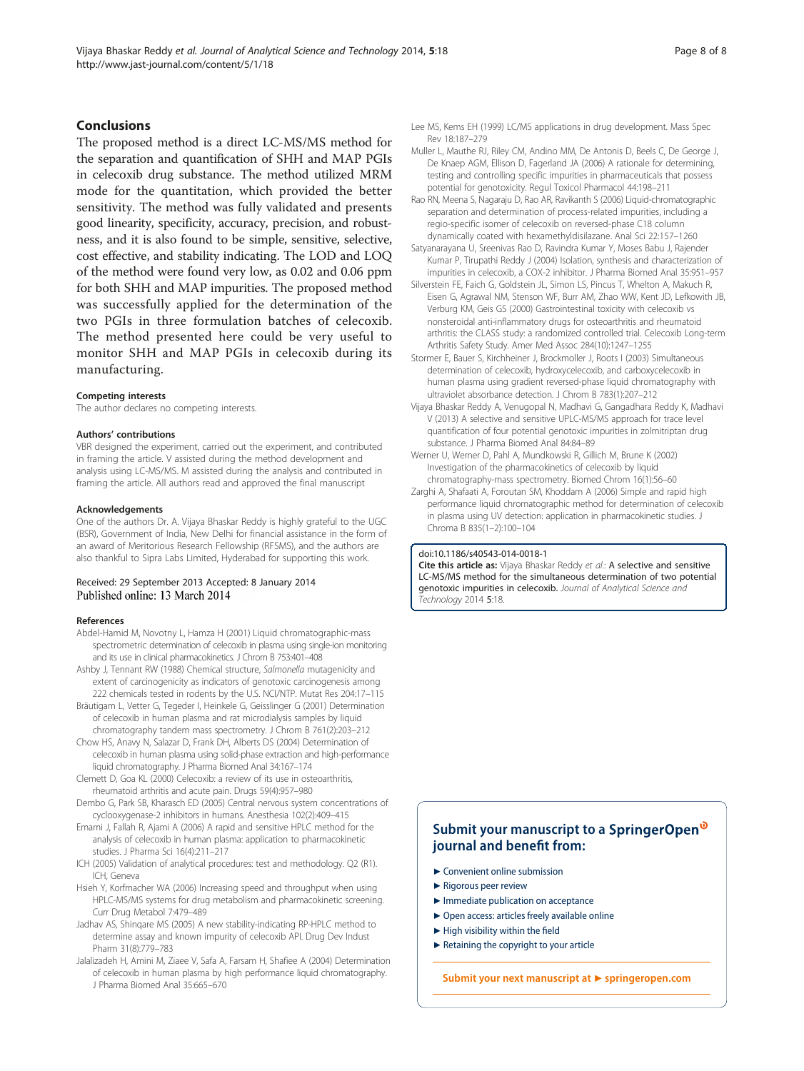## Conclusions

The proposed method is a direct LC-MS/MS method for the separation and quantification of SHH and MAP PGIs in celecoxib drug substance. The method utilized MRM mode for the quantitation, which provided the better sensitivity. The method was fully validated and presents good linearity, specificity, accuracy, precision, and robustness, and it is also found to be simple, sensitive, selective, cost effective, and stability indicating. The LOD and LOQ of the method were found very low, as 0.02 and 0.06 ppm for both SHH and MAP impurities. The proposed method was successfully applied for the determination of the two PGIs in three formulation batches of celecoxib. The method presented here could be very useful to monitor SHH and MAP PGIs in celecoxib during its manufacturing.

#### Competing interests

The author declares no competing interests.

#### Authors' contributions

VBR designed the experiment, carried out the experiment, and contributed in framing the article. V assisted during the method development and analysis using LC-MS/MS. M assisted during the analysis and contributed in framing the article. All authors read and approved the final manuscript

#### Acknowledgements

One of the authors Dr. A. Vijaya Bhaskar Reddy is highly grateful to the UGC (BSR), Government of India, New Delhi for financial assistance in the form of an award of Meritorious Research Fellowship (RFSMS), and the authors are also thankful to Sipra Labs Limited, Hyderabad for supporting this work.

Received: 29 September 2013 Accepted: 8 January 2014
Published online: 13 March 2014

#### References

Abdel-Hamid M, Novotny L, Hamza H (2001) Liquid chromatographic-mass spectrometric determination of celecoxib in plasma using single-ion monitoring and its use in clinical pharmacokinetics. J Chrom B 753:401–408

Ashby J, Tennant RW (1988) Chemical structure, *Salmonella* mutagenicity and extent of carcinogenicity as indicators of genotoxic carcinogenesis among 222 chemicals tested in rodents by the U.S. NCI/NTP. Mutat Res 204:17–115

Bräutigam L, Vetter G, Tegeder I, Heinkele G, Geisslinger G (2001) Determination of celecoxib in human plasma and rat microdialysis samples by liquid chromatography tandem mass spectrometry. J Chrom B 761(2):203–212

Chow HS, Anavy N, Salazar D, Frank DH, Alberts DS (2004) Determination of celecoxib in human plasma using solid-phase extraction and high-performance liquid chromatography. J Pharma Biomed Anal 34:167–174

Clemett D, Goa KL (2000) Celecoxib: a review of its use in osteoarthritis, rheumatoid arthritis and acute pain. Drugs 59(4):957–980

Dembo G, Park SB, Kharasch ED (2005) Central nervous system concentrations of cyclooxygenase-2 inhibitors in humans. Anesthesia 102(2):409–415

Emami J, Fallah R, Ajami A (2006) A rapid and sensitive HPLC method for the analysis of celecoxib in human plasma: application to pharmacokinetic studies. J Pharma Sci 16(4):211–217

ICH (2005) Validation of analytical procedures: test and methodology. Q2 (R1). ICH, Geneva

Hsieh Y, Korfmacher WA (2006) Increasing speed and throughput when using HPLC-MS/MS systems for drug metabolism and pharmacokinetic screening. Curr Drug Metabol 7:479–489

Jadhav AS, Shinqare MS (2005) A new stability-indicating RP-HPLC method to determine assay and known impurity of celecoxib API. Drug Dev Indust Pharm 31(8):779–783

Jalalizadeh H, Amini M, Ziaee V, Safa A, Farsam H, Shafiee A (2004) Determination of celecoxib in human plasma by high performance liquid chromatography. J Pharma Biomed Anal 35:665–670

Lee MS, Kems EH (1999) LC/MS applications in drug development. Mass Spec Rev 18:187–279

Muller L, Mauthe RJ, Riley CM, Andino MM, De Antonis D, Beels C, De George J, De Knaep AGM, Ellison D, Fagerland JA (2006) A rationale for determining, testing and controlling specific impurities in pharmaceuticals that possess potential for genotoxicity. Regul Toxicol Pharmacol 44:198–211

Rao RN, Meena S, Nagaraju D, Rao AR, Ravikanth S (2006) Liquid-chromatographic separation and determination of process-related impurities, including a regio-specific isomer of celecoxib on reversed-phase C18 column dynamically coated with hexamethyldisilazane. Anal Sci 22:157–1260

Satyanarayana U, Sreenivas Rao D, Ravindra Kumar Y, Moses Babu J, Rajender Kumar P, Tirupathi Reddy J (2004) Isolation, synthesis and characterization of impurities in celecoxib, a COX-2 inhibitor. J Pharma Biomed Anal 35:951–957

Silverstein FE, Faich G, Goldstein JL, Simon LS, Pincus T, Whelton A, Makuch R, Eisen G, Agrawal NM, Stenson WF, Burr AM, Zhao WW, Kent JD, Lefkowith JB, Verburg KM, Geis GS (2000) Gastrointestinal toxicity with celecoxib vs nonsteroidal anti-inflammatory drugs for osteoarthritis and rheumatoid arthritis: the CLASS study: a randomized controlled trial. Celecoxib Long-term Arthritis Safety Study. Amer Med Assoc 284(10):1247–1255

Stormer E, Bauer S, Kirchheiner J, Brockmoller J, Roots I (2003) Simultaneous determination of celecoxib, hydroxycelecoxib, and carboxycelecoxib in human plasma using gradient reversed-phase liquid chromatography with ultraviolet absorbance detection. J Chrom B 783(1):207–212

Vijaya Bhaskar Reddy A, Venugopal N, Madhavi G, Gangadhara Reddy K, Madhavi V (2013) A selective and sensitive UPLC-MS/MS approach for trace level quantification of four potential genotoxic impurities in zolmitriptan drug substance. J Pharma Biomed Anal 84:84–89

Werner U, Werner D, Pahl A, Mundkowski R, Gillich M, Brune K (2002) Investigation of the pharmacokinetics of celecoxib by liquid chromatography-mass spectrometry. Biomed Chrom 16(1):56–60

Zarghi A, Shafaati A, Foroutan SM, Khoddam A (2006) Simple and rapid high performance liquid chromatographic method for determination of celecoxib in plasma using UV detection: application in pharmacokinetic studies. J Chroma B 835(1–2):100–104

doi:10.1186/s40543-014-0018-1
**Cite this article as:** Vijaya Bhaskar Reddy *et al.*: A selective and sensitive LC-MS/MS method for the simultaneous determination of two potential genotoxic impurities in celecoxib. *Journal of Analytical Science and Technology* 2014 **5**:18.

**Submit your manuscript to a SpringerOpen journal and benefit from:**

- ► Convenient online submission
- ► Rigorous peer review
- ► Immediate publication on acceptance
- ► Open access: articles freely available online
- ► High visibility within the field
- ► Retaining the copyright to your article

**Submit your next manuscript at ► springeropen.com**